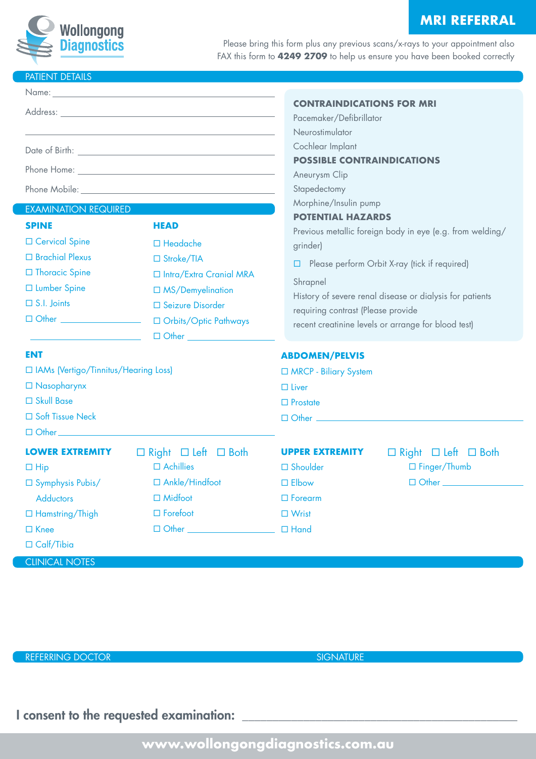Wollongong Diagnostics

# MRI REFERRAL

Please bring this form plus any previous scans/x-rays to your appointment also FAX this form to **4249 2709** to help us ensure you have been booked correctly

## PATIENT DETAILS

Name: ______________________________

Address: ______________________________

______________________________

Date of Birth: ______________________________

Phone Home: ______________________________

Phone Mobile: ______________________________

### CONTRAINDICATIONS FOR MRI

Pacemaker/Defibrillator

Neurostimulator

Cochlear Implant

### POSSIBLE CONTRAINDICATIONS

Aneurysm Clip

Stapedectomy

Morphine/Insulin pump

### POTENTIAL HAZARDS

Previous metallic foreign body in eye (e.g. from welding/grinder)

☐ Please perform Orbit X-ray (tick if required)

Shrapnel

History of severe renal disease or dialysis for patients requiring contrast (Please provide recent creatinine levels or arrange for blood test)

## EXAMINATION REQUIRED

### SPINE

- ☐ Cervical Spine
- ☐ Brachial Plexus
- ☐ Thoracic Spine
- ☐ Lumber Spine
- ☐ S.I. Joints
- ☐ Other ______________

### HEAD

- ☐ Headache
- ☐ Stroke/TIA
- ☐ Intra/Extra Cranial MRA
- ☐ MS/Demyelination
- ☐ Seizure Disorder
- ☐ Orbits/Optic Pathways
- ☐ Other ______________

### ENT

- ☐ IAMs (Vertigo/Tinnitus/Hearing Loss)
- ☐ Nasopharynx
- ☐ Skull Base
- ☐ Soft Tissue Neck
- ☐ Other ______________

### ABDOMEN/PELVIS

- ☐ MRCP - Biliary System
- ☐ Liver
- ☐ Prostate
- ☐ Other ______________

### LOWER EXTREMITY

☐ Right ☐ Left ☐ Both

- ☐ Hip
- ☐ Symphysis Pubis/Adductors
- ☐ Hamstring/Thigh
- ☐ Knee
- ☐ Calf/Tibia
- ☐ Achillies
- ☐ Ankle/Hindfoot
- ☐ Midfoot
- ☐ Forefoot
- ☐ Other ______________

### UPPER EXTREMITY

☐ Right ☐ Left ☐ Both

- ☐ Shoulder
- ☐ Elbow
- ☐ Forearm
- ☐ Wrist
- ☐ Hand
- ☐ Finger/Thumb
- ☐ Other ______________

## CLINICAL NOTES

## REFERRING DOCTOR

## SIGNATURE

I consent to the requested examination: ______________________________

www.wollongongdiagnostics.com.au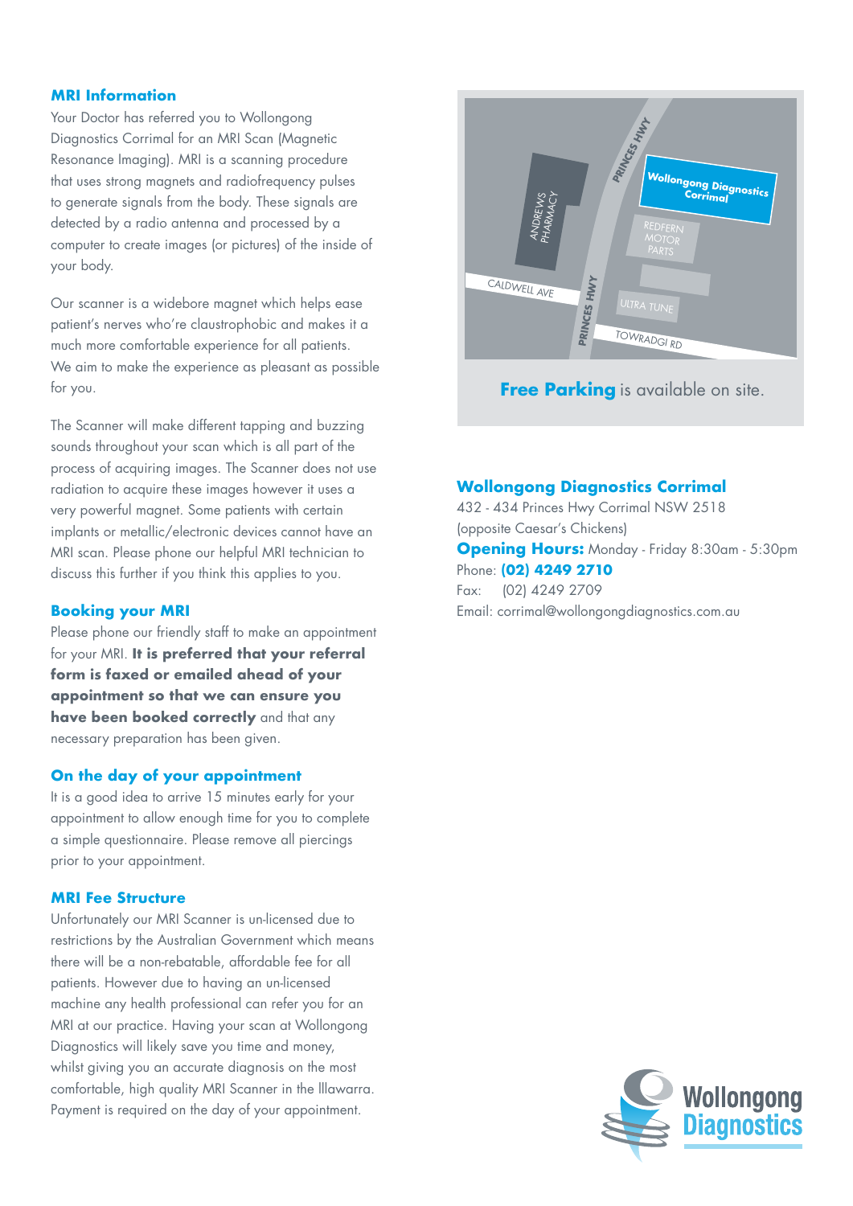## MRI Information

Your Doctor has referred you to Wollongong Diagnostics Corrimal for an MRI Scan (Magnetic Resonance Imaging). MRI is a scanning procedure that uses strong magnets and radiofrequency pulses to generate signals from the body. These signals are detected by a radio antenna and processed by a computer to create images (or pictures) of the inside of your body.

Our scanner is a widebore magnet which helps ease patient's nerves who're claustrophobic and makes it a much more comfortable experience for all patients. We aim to make the experience as pleasant as possible for you.

The Scanner will make different tapping and buzzing sounds throughout your scan which is all part of the process of acquiring images. The Scanner does not use radiation to acquire these images however it uses a very powerful magnet. Some patients with certain implants or metallic/electronic devices cannot have an MRI scan. Please phone our helpful MRI technician to discuss this further if you think this applies to you.

## Booking your MRI

Please phone our friendly staff to make an appointment for your MRI. **It is preferred that your referral form is faxed or emailed ahead of your appointment so that we can ensure you have been booked correctly** and that any necessary preparation has been given.

## On the day of your appointment

It is a good idea to arrive 15 minutes early for your appointment to allow enough time for you to complete a simple questionnaire. Please remove all piercings prior to your appointment.

## MRI Fee Structure

Unfortunately our MRI Scanner is un-licensed due to restrictions by the Australian Government which means there will be a non-rebatable, affordable fee for all patients. However due to having an un-licensed machine any health professional can refer you for an MRI at our practice. Having your scan at Wollongong Diagnostics will likely save you time and money, whilst giving you an accurate diagnosis on the most comfortable, high quality MRI Scanner in the Illawarra. Payment is required on the day of your appointment.

PRINCES HWY
Wollongong Diagnostics Corrimal
ANDREWS PHARMACY
REDFERN MOTOR PARTS
CALDWELL AVE
PRINCES HWY
ULTRA TUNE
TOWRADGI RD

**Free Parking** is available on site.

## Wollongong Diagnostics Corrimal

432 - 434 Princes Hwy Corrimal NSW 2518
(opposite Caesar's Chickens)
**Opening Hours:** Monday - Friday 8:30am - 5:30pm
Phone: **(02) 4249 2710**
Fax: (02) 4249 2709
Email: corrimal@wollongongdiagnostics.com.au

Wollongong Diagnostics